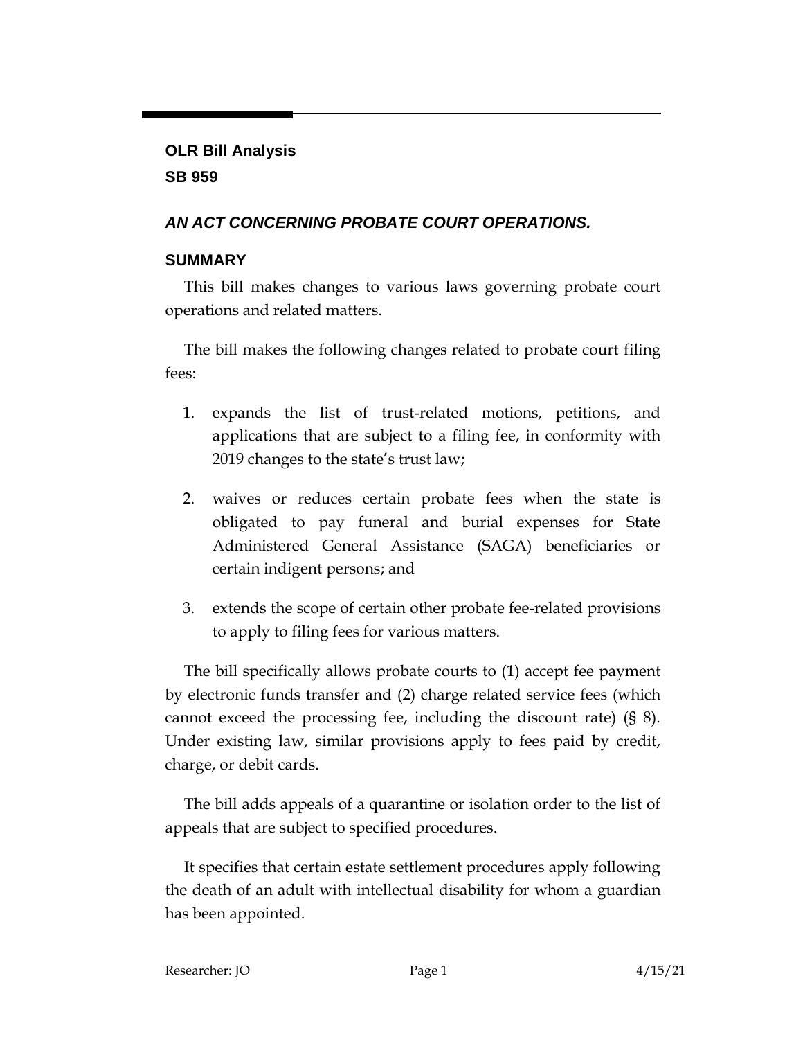**OLR Bill Analysis**
**SB 959**

***AN ACT CONCERNING PROBATE COURT OPERATIONS.***

## SUMMARY

This bill makes changes to various laws governing probate court operations and related matters.

The bill makes the following changes related to probate court filing fees:

1. expands the list of trust-related motions, petitions, and applications that are subject to a filing fee, in conformity with 2019 changes to the state's trust law;

2. waives or reduces certain probate fees when the state is obligated to pay funeral and burial expenses for State Administered General Assistance (SAGA) beneficiaries or certain indigent persons; and

3. extends the scope of certain other probate fee-related provisions to apply to filing fees for various matters.

The bill specifically allows probate courts to (1) accept fee payment by electronic funds transfer and (2) charge related service fees (which cannot exceed the processing fee, including the discount rate) (§ 8). Under existing law, similar provisions apply to fees paid by credit, charge, or debit cards.

The bill adds appeals of a quarantine or isolation order to the list of appeals that are subject to specified procedures.

It specifies that certain estate settlement procedures apply following the death of an adult with intellectual disability for whom a guardian has been appointed.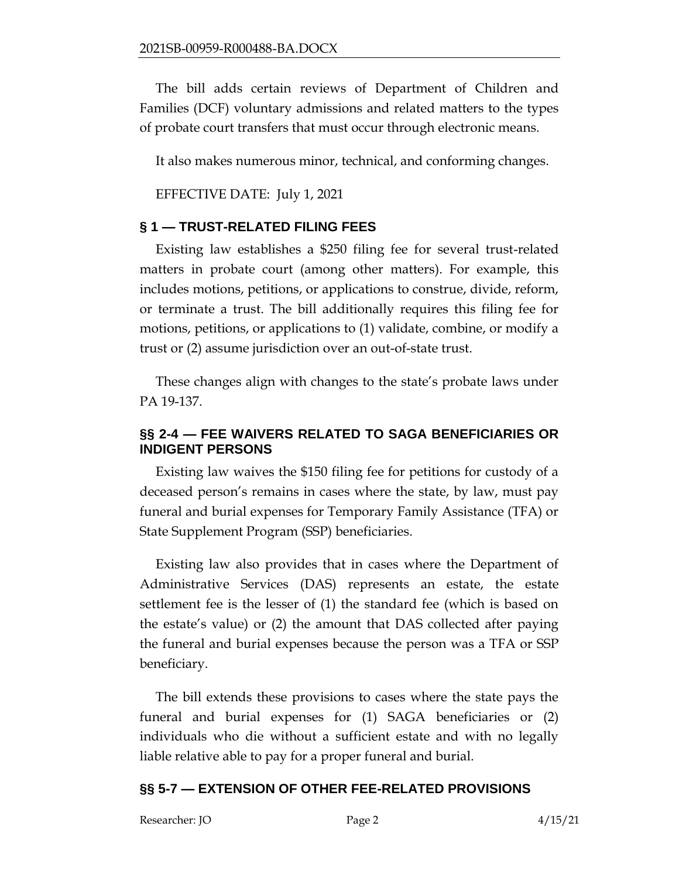The bill adds certain reviews of Department of Children and Families (DCF) voluntary admissions and related matters to the types of probate court transfers that must occur through electronic means.

It also makes numerous minor, technical, and conforming changes.

EFFECTIVE DATE: July 1, 2021

## § 1 — TRUST-RELATED FILING FEES

Existing law establishes a $250 filing fee for several trust-related matters in probate court (among other matters). For example, this includes motions, petitions, or applications to construe, divide, reform, or terminate a trust. The bill additionally requires this filing fee for motions, petitions, or applications to (1) validate, combine, or modify a trust or (2) assume jurisdiction over an out-of-state trust.

These changes align with changes to the state's probate laws under PA 19-137.

## §§ 2-4 — FEE WAIVERS RELATED TO SAGA BENEFICIARIES OR INDIGENT PERSONS

Existing law waives the $150 filing fee for petitions for custody of a deceased person's remains in cases where the state, by law, must pay funeral and burial expenses for Temporary Family Assistance (TFA) or State Supplement Program (SSP) beneficiaries.

Existing law also provides that in cases where the Department of Administrative Services (DAS) represents an estate, the estate settlement fee is the lesser of (1) the standard fee (which is based on the estate's value) or (2) the amount that DAS collected after paying the funeral and burial expenses because the person was a TFA or SSP beneficiary.

The bill extends these provisions to cases where the state pays the funeral and burial expenses for (1) SAGA beneficiaries or (2) individuals who die without a sufficient estate and with no legally liable relative able to pay for a proper funeral and burial.

## §§ 5-7 — EXTENSION OF OTHER FEE-RELATED PROVISIONS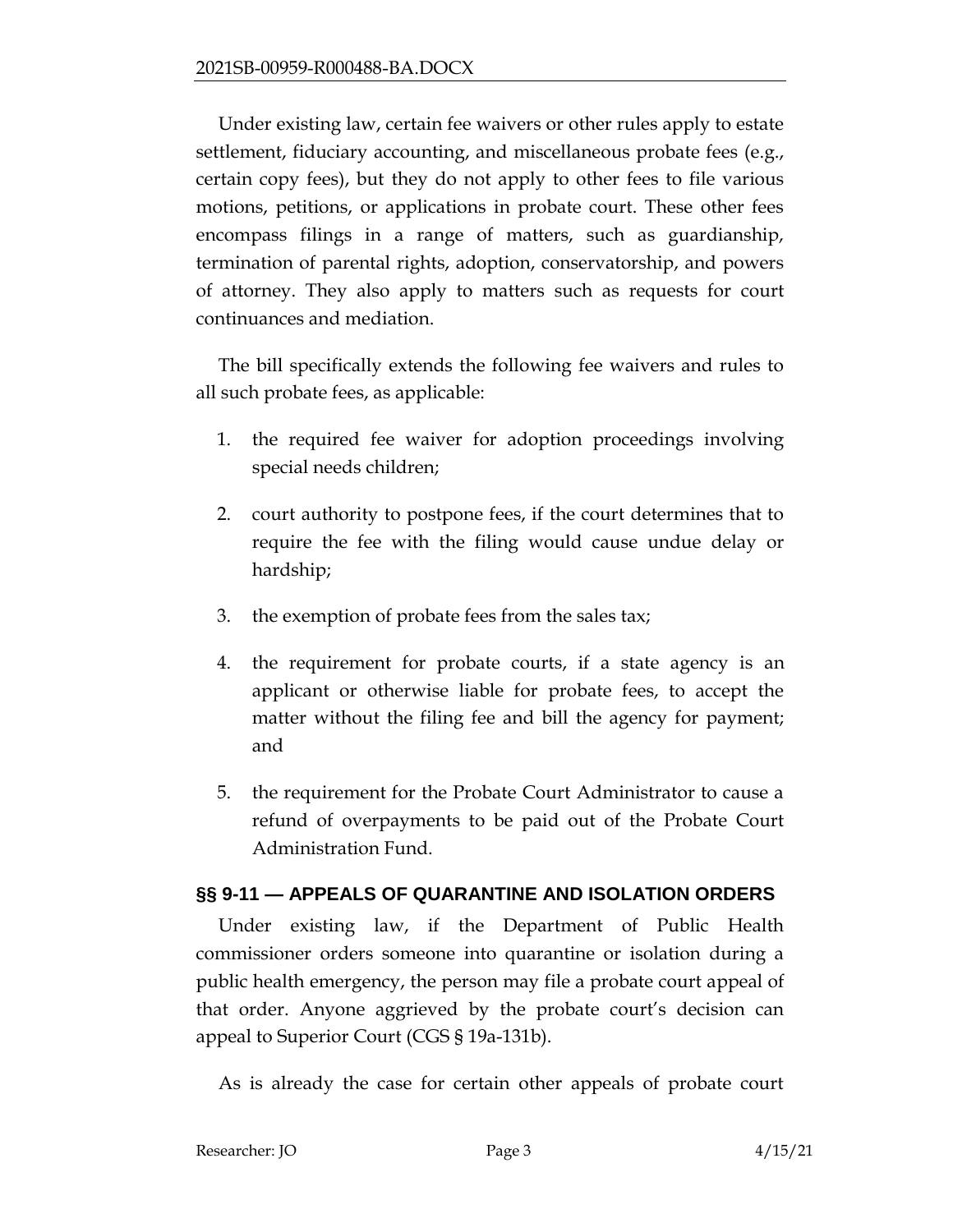Under existing law, certain fee waivers or other rules apply to estate settlement, fiduciary accounting, and miscellaneous probate fees (e.g., certain copy fees), but they do not apply to other fees to file various motions, petitions, or applications in probate court. These other fees encompass filings in a range of matters, such as guardianship, termination of parental rights, adoption, conservatorship, and powers of attorney. They also apply to matters such as requests for court continuances and mediation.

The bill specifically extends the following fee waivers and rules to all such probate fees, as applicable:

1. the required fee waiver for adoption proceedings involving special needs children;
2. court authority to postpone fees, if the court determines that to require the fee with the filing would cause undue delay or hardship;
3. the exemption of probate fees from the sales tax;
4. the requirement for probate courts, if a state agency is an applicant or otherwise liable for probate fees, to accept the matter without the filing fee and bill the agency for payment; and
5. the requirement for the Probate Court Administrator to cause a refund of overpayments to be paid out of the Probate Court Administration Fund.

## §§ 9-11 — APPEALS OF QUARANTINE AND ISOLATION ORDERS

Under existing law, if the Department of Public Health commissioner orders someone into quarantine or isolation during a public health emergency, the person may file a probate court appeal of that order. Anyone aggrieved by the probate court's decision can appeal to Superior Court (CGS § 19a-131b).

As is already the case for certain other appeals of probate court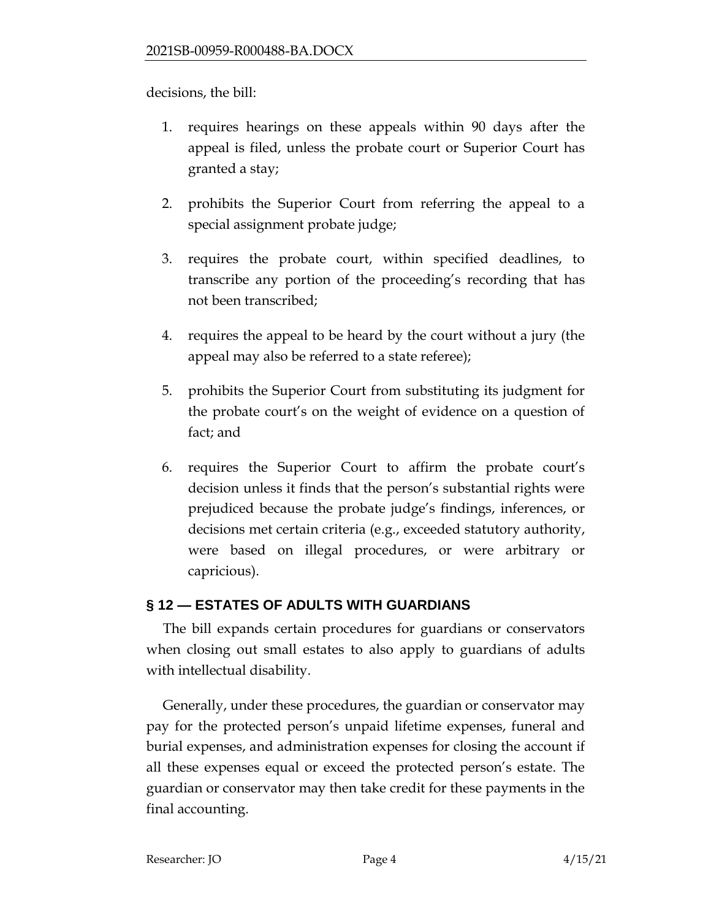decisions, the bill:

1. requires hearings on these appeals within 90 days after the appeal is filed, unless the probate court or Superior Court has granted a stay;
2. prohibits the Superior Court from referring the appeal to a special assignment probate judge;
3. requires the probate court, within specified deadlines, to transcribe any portion of the proceeding's recording that has not been transcribed;
4. requires the appeal to be heard by the court without a jury (the appeal may also be referred to a state referee);
5. prohibits the Superior Court from substituting its judgment for the probate court's on the weight of evidence on a question of fact; and
6. requires the Superior Court to affirm the probate court's decision unless it finds that the person's substantial rights were prejudiced because the probate judge's findings, inferences, or decisions met certain criteria (e.g., exceeded statutory authority, were based on illegal procedures, or were arbitrary or capricious).

## § 12 — ESTATES OF ADULTS WITH GUARDIANS

The bill expands certain procedures for guardians or conservators when closing out small estates to also apply to guardians of adults with intellectual disability.

Generally, under these procedures, the guardian or conservator may pay for the protected person's unpaid lifetime expenses, funeral and burial expenses, and administration expenses for closing the account if all these expenses equal or exceed the protected person's estate. The guardian or conservator may then take credit for these payments in the final accounting.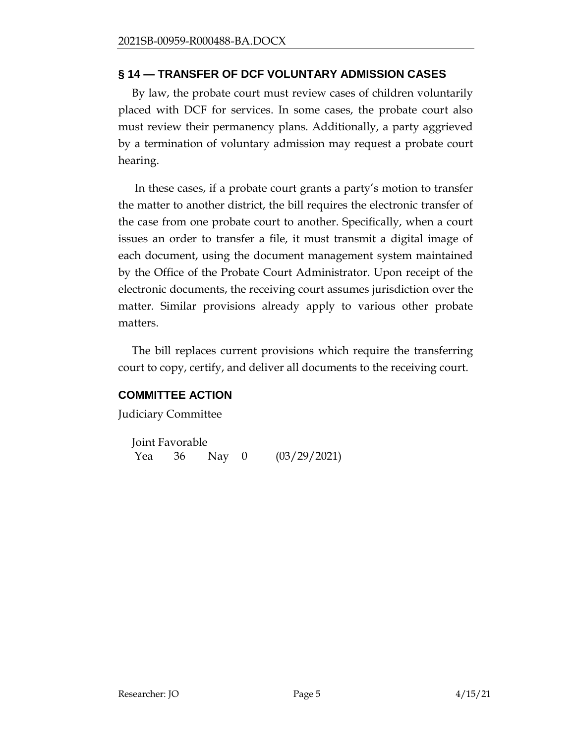## § 14 — TRANSFER OF DCF VOLUNTARY ADMISSION CASES

By law, the probate court must review cases of children voluntarily placed with DCF for services. In some cases, the probate court also must review their permanency plans. Additionally, a party aggrieved by a termination of voluntary admission may request a probate court hearing.

In these cases, if a probate court grants a party's motion to transfer the matter to another district, the bill requires the electronic transfer of the case from one probate court to another. Specifically, when a court issues an order to transfer a file, it must transmit a digital image of each document, using the document management system maintained by the Office of the Probate Court Administrator. Upon receipt of the electronic documents, the receiving court assumes jurisdiction over the matter. Similar provisions already apply to various other probate matters.

The bill replaces current provisions which require the transferring court to copy, certify, and deliver all documents to the receiving court.

## COMMITTEE ACTION

Judiciary Committee

| | | | | |
|---|---|---|---|---|
| Joint Favorable | | | | |
| Yea | 36 | Nay | 0 | (03/29/2021) |